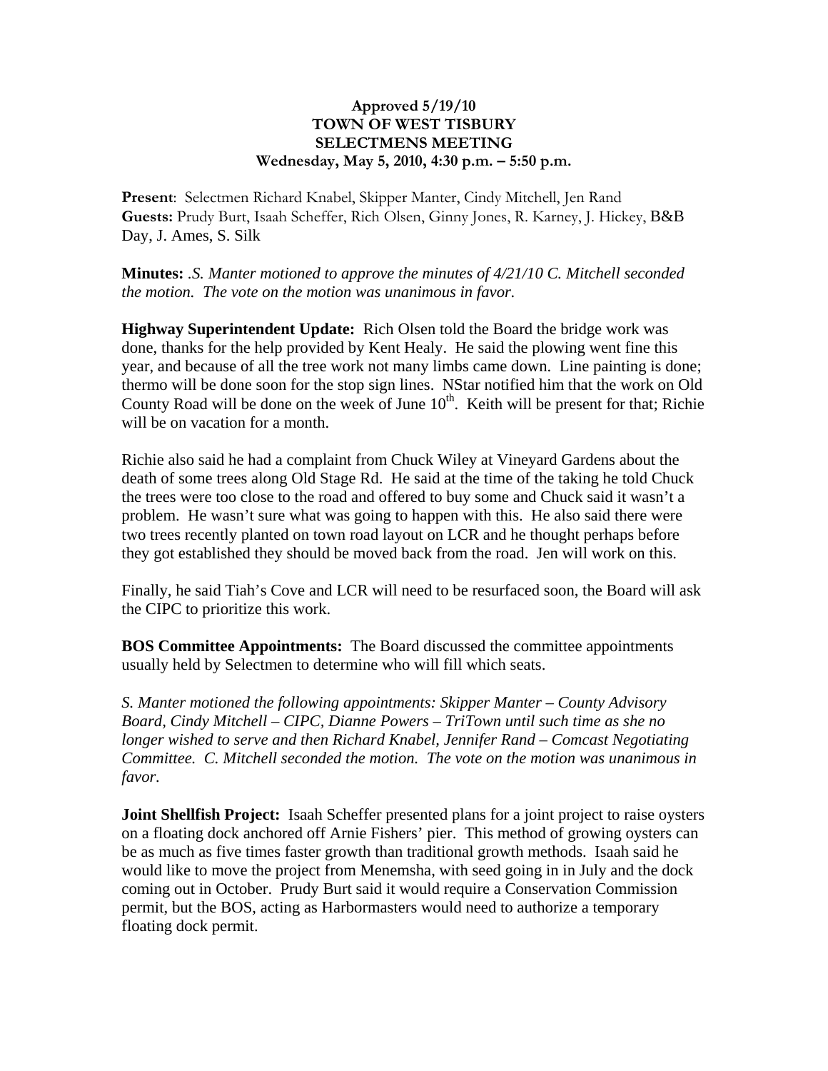**Approved 5/19/10**
**TOWN OF WEST TISBURY**
**SELECTMENS MEETING**
**Wednesday, May 5, 2010, 4:30 p.m. – 5:50 p.m.**

**Present**: Selectmen Richard Knabel, Skipper Manter, Cindy Mitchell, Jen Rand
**Guests:** Prudy Burt, Isaah Scheffer, Rich Olsen, Ginny Jones, R. Karney, J. Hickey, B&B Day, J. Ames, S. Silk

**Minutes:** *.S. Manter motioned to approve the minutes of 4/21/10 C. Mitchell seconded the motion. The vote on the motion was unanimous in favor.*

**Highway Superintendent Update:** Rich Olsen told the Board the bridge work was done, thanks for the help provided by Kent Healy. He said the plowing went fine this year, and because of all the tree work not many limbs came down. Line painting is done; thermo will be done soon for the stop sign lines. NStar notified him that the work on Old County Road will be done on the week of June 10th. Keith will be present for that; Richie will be on vacation for a month.

Richie also said he had a complaint from Chuck Wiley at Vineyard Gardens about the death of some trees along Old Stage Rd. He said at the time of the taking he told Chuck the trees were too close to the road and offered to buy some and Chuck said it wasn't a problem. He wasn't sure what was going to happen with this. He also said there were two trees recently planted on town road layout on LCR and he thought perhaps before they got established they should be moved back from the road. Jen will work on this.

Finally, he said Tiah's Cove and LCR will need to be resurfaced soon, the Board will ask the CIPC to prioritize this work.

**BOS Committee Appointments:** The Board discussed the committee appointments usually held by Selectmen to determine who will fill which seats.

*S. Manter motioned the following appointments: Skipper Manter – County Advisory Board, Cindy Mitchell – CIPC, Dianne Powers – TriTown until such time as she no longer wished to serve and then Richard Knabel, Jennifer Rand – Comcast Negotiating Committee. C. Mitchell seconded the motion. The vote on the motion was unanimous in favor.*

**Joint Shellfish Project:** Isaah Scheffer presented plans for a joint project to raise oysters on a floating dock anchored off Arnie Fishers' pier. This method of growing oysters can be as much as five times faster growth than traditional growth methods. Isaah said he would like to move the project from Menemsha, with seed going in in July and the dock coming out in October. Prudy Burt said it would require a Conservation Commission permit, but the BOS, acting as Harbormasters would need to authorize a temporary floating dock permit.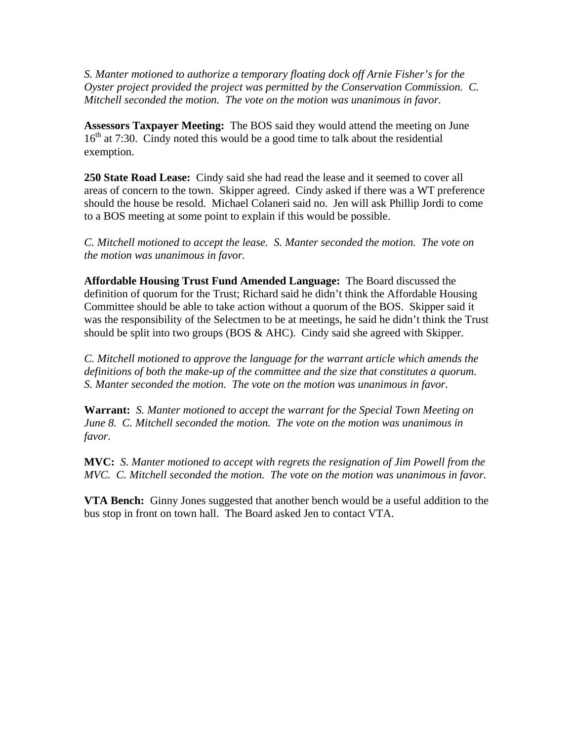*S. Manter motioned to authorize a temporary floating dock off Arnie Fisher's for the Oyster project provided the project was permitted by the Conservation Commission. C. Mitchell seconded the motion. The vote on the motion was unanimous in favor.*

**Assessors Taxpayer Meeting:** The BOS said they would attend the meeting on June 16th at 7:30. Cindy noted this would be a good time to talk about the residential exemption.

**250 State Road Lease:** Cindy said she had read the lease and it seemed to cover all areas of concern to the town. Skipper agreed. Cindy asked if there was a WT preference should the house be resold. Michael Colaneri said no. Jen will ask Phillip Jordi to come to a BOS meeting at some point to explain if this would be possible.

*C. Mitchell motioned to accept the lease. S. Manter seconded the motion. The vote on the motion was unanimous in favor.*

**Affordable Housing Trust Fund Amended Language:** The Board discussed the definition of quorum for the Trust; Richard said he didn't think the Affordable Housing Committee should be able to take action without a quorum of the BOS. Skipper said it was the responsibility of the Selectmen to be at meetings, he said he didn't think the Trust should be split into two groups (BOS & AHC). Cindy said she agreed with Skipper.

*C. Mitchell motioned to approve the language for the warrant article which amends the definitions of both the make-up of the committee and the size that constitutes a quorum. S. Manter seconded the motion. The vote on the motion was unanimous in favor.*

**Warrant:** *S. Manter motioned to accept the warrant for the Special Town Meeting on June 8. C. Mitchell seconded the motion. The vote on the motion was unanimous in favor.*

**MVC:** *S. Manter motioned to accept with regrets the resignation of Jim Powell from the MVC. C. Mitchell seconded the motion. The vote on the motion was unanimous in favor.*

**VTA Bench:** Ginny Jones suggested that another bench would be a useful addition to the bus stop in front on town hall. The Board asked Jen to contact VTA.